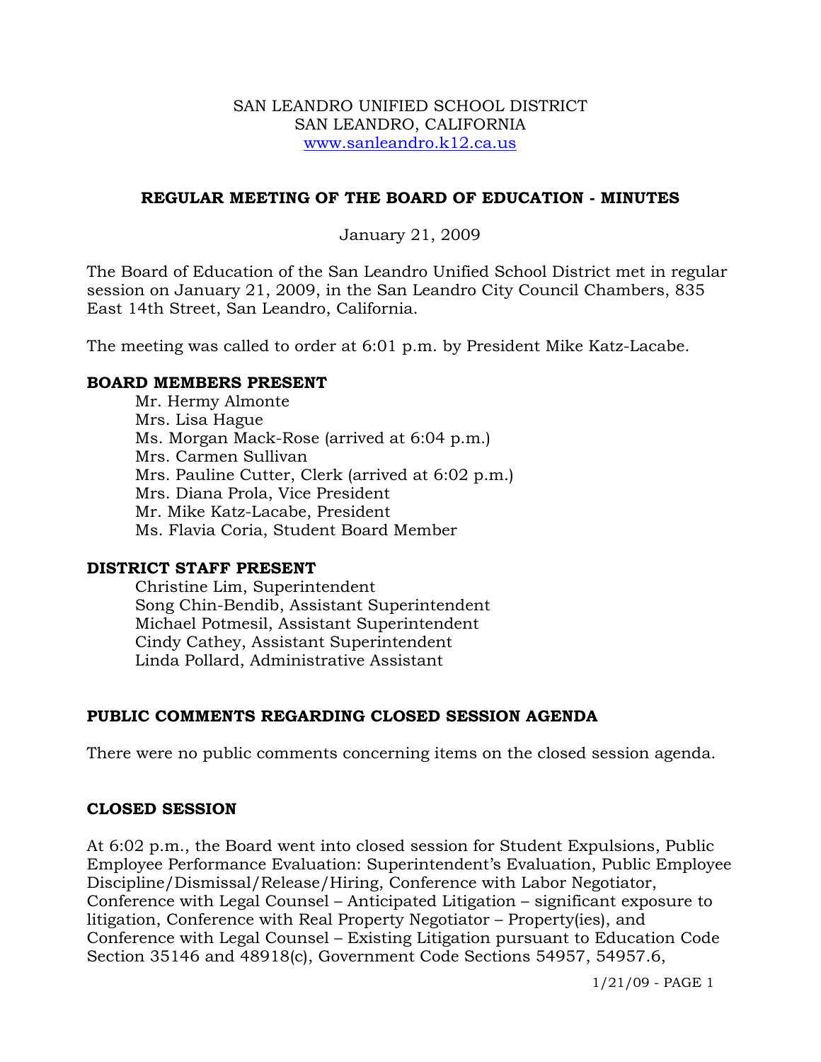SAN LEANDRO UNIFIED SCHOOL DISTRICT
SAN LEANDRO, CALIFORNIA
www.sanleandro.k12.ca.us

## REGULAR MEETING OF THE BOARD OF EDUCATION - MINUTES

January 21, 2009

The Board of Education of the San Leandro Unified School District met in regular session on January 21, 2009, in the San Leandro City Council Chambers, 835 East 14th Street, San Leandro, California.

The meeting was called to order at 6:01 p.m. by President Mike Katz-Lacabe.

### BOARD MEMBERS PRESENT

Mr. Hermy Almonte
Mrs. Lisa Hague
Ms. Morgan Mack-Rose (arrived at 6:04 p.m.)
Mrs. Carmen Sullivan
Mrs. Pauline Cutter, Clerk (arrived at 6:02 p.m.)
Mrs. Diana Prola, Vice President
Mr. Mike Katz-Lacabe, President
Ms. Flavia Coria, Student Board Member

### DISTRICT STAFF PRESENT

Christine Lim, Superintendent
Song Chin-Bendib, Assistant Superintendent
Michael Potmesil, Assistant Superintendent
Cindy Cathey, Assistant Superintendent
Linda Pollard, Administrative Assistant

### PUBLIC COMMENTS REGARDING CLOSED SESSION AGENDA

There were no public comments concerning items on the closed session agenda.

### CLOSED SESSION

At 6:02 p.m., the Board went into closed session for Student Expulsions, Public Employee Performance Evaluation: Superintendent's Evaluation, Public Employee Discipline/Dismissal/Release/Hiring, Conference with Labor Negotiator, Conference with Legal Counsel – Anticipated Litigation – significant exposure to litigation, Conference with Real Property Negotiator – Property(ies), and Conference with Legal Counsel – Existing Litigation pursuant to Education Code Section 35146 and 48918(c), Government Code Sections 54957, 54957.6,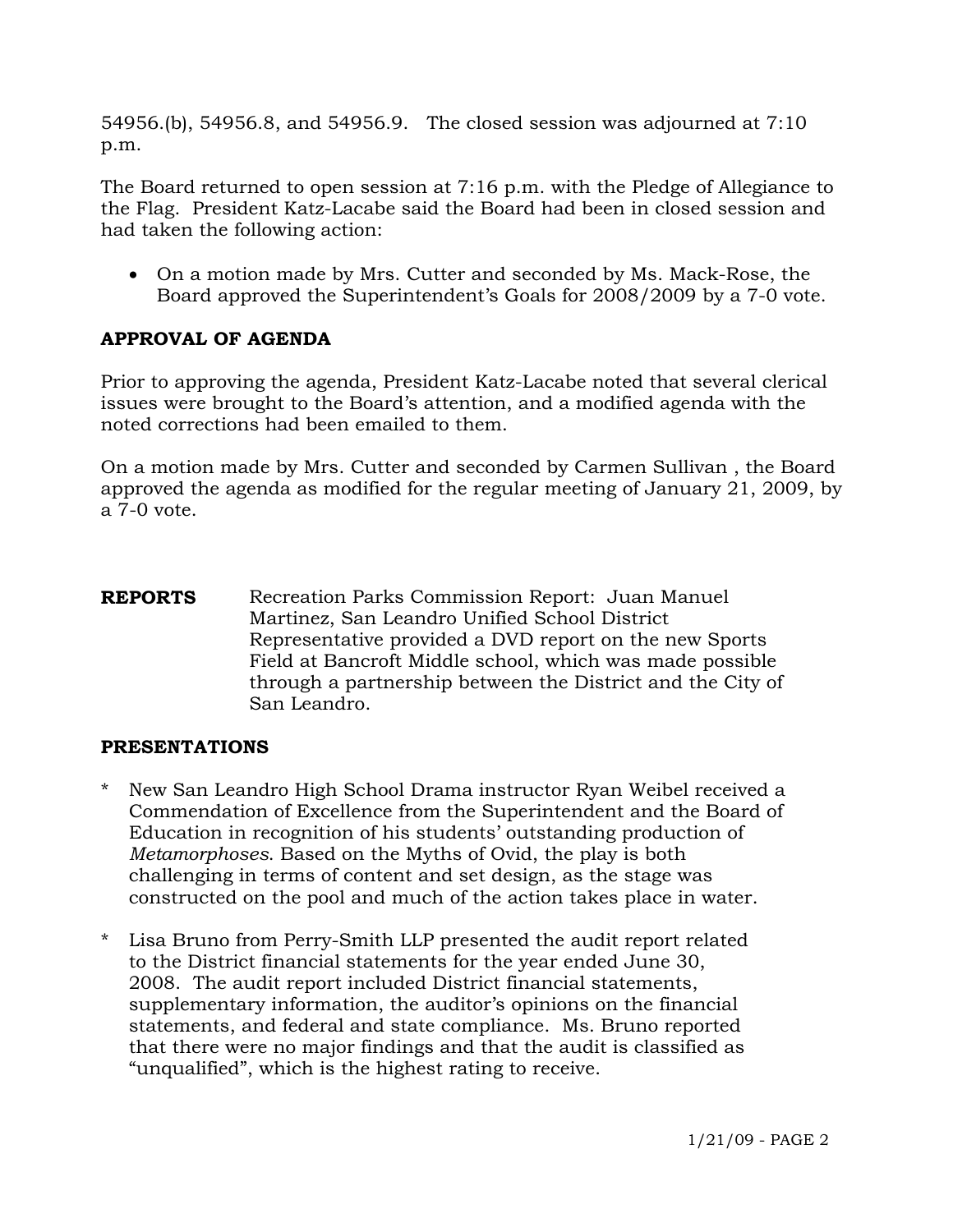54956.(b), 54956.8, and 54956.9. The closed session was adjourned at 7:10 p.m.

The Board returned to open session at 7:16 p.m. with the Pledge of Allegiance to the Flag. President Katz-Lacabe said the Board had been in closed session and had taken the following action:

- On a motion made by Mrs. Cutter and seconded by Ms. Mack-Rose, the Board approved the Superintendent's Goals for 2008/2009 by a 7-0 vote.

**APPROVAL OF AGENDA**

Prior to approving the agenda, President Katz-Lacabe noted that several clerical issues were brought to the Board's attention, and a modified agenda with the noted corrections had been emailed to them.

On a motion made by Mrs. Cutter and seconded by Carmen Sullivan , the Board approved the agenda as modified for the regular meeting of January 21, 2009, by a 7-0 vote.

**REPORTS** Recreation Parks Commission Report: Juan Manuel Martinez, San Leandro Unified School District Representative provided a DVD report on the new Sports Field at Bancroft Middle school, which was made possible through a partnership between the District and the City of San Leandro.

**PRESENTATIONS**

* New San Leandro High School Drama instructor Ryan Weibel received a Commendation of Excellence from the Superintendent and the Board of Education in recognition of his students' outstanding production of *Metamorphoses*. Based on the Myths of Ovid, the play is both challenging in terms of content and set design, as the stage was constructed on the pool and much of the action takes place in water.

* Lisa Bruno from Perry-Smith LLP presented the audit report related to the District financial statements for the year ended June 30, 2008. The audit report included District financial statements, supplementary information, the auditor's opinions on the financial statements, and federal and state compliance. Ms. Bruno reported that there were no major findings and that the audit is classified as "unqualified", which is the highest rating to receive.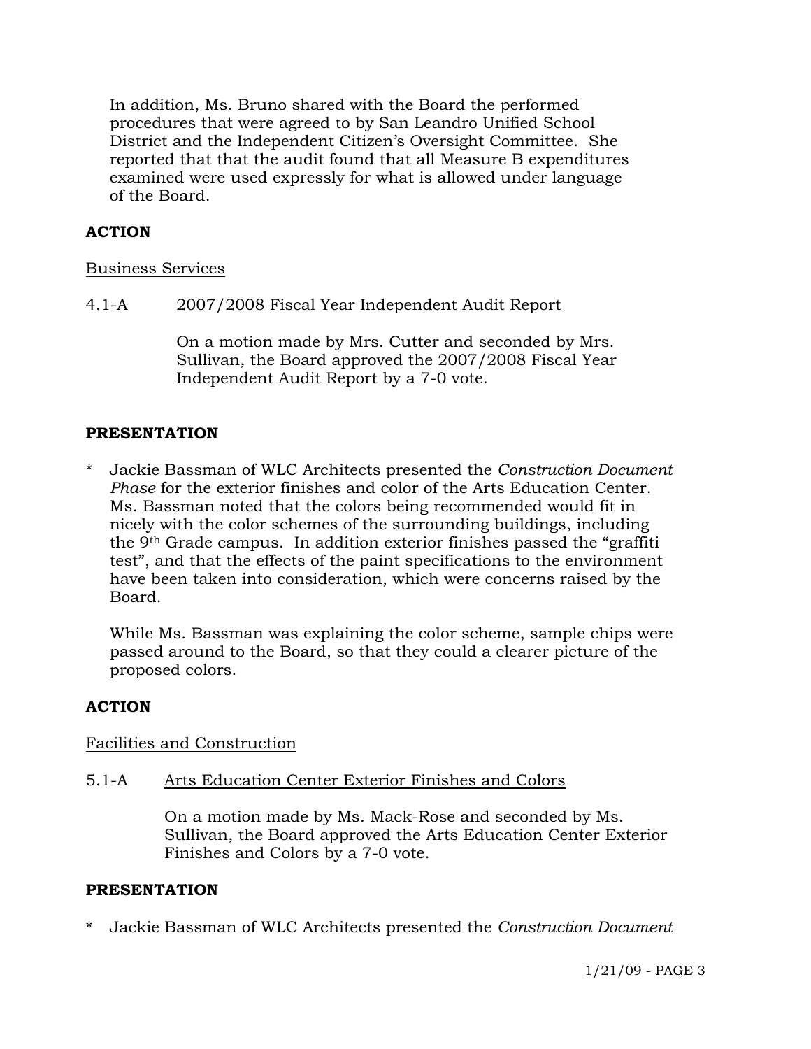In addition, Ms. Bruno shared with the Board the performed procedures that were agreed to by San Leandro Unified School District and the Independent Citizen's Oversight Committee. She reported that that the audit found that all Measure B expenditures examined were used expressly for what is allowed under language of the Board.

**ACTION**

Business Services

4.1-A 2007/2008 Fiscal Year Independent Audit Report

On a motion made by Mrs. Cutter and seconded by Mrs. Sullivan, the Board approved the 2007/2008 Fiscal Year Independent Audit Report by a 7-0 vote.

**PRESENTATION**

* Jackie Bassman of WLC Architects presented the *Construction Document Phase* for the exterior finishes and color of the Arts Education Center. Ms. Bassman noted that the colors being recommended would fit in nicely with the color schemes of the surrounding buildings, including the 9th Grade campus. In addition exterior finishes passed the "graffiti test", and that the effects of the paint specifications to the environment have been taken into consideration, which were concerns raised by the Board.

  While Ms. Bassman was explaining the color scheme, sample chips were passed around to the Board, so that they could a clearer picture of the proposed colors.

**ACTION**

Facilities and Construction

5.1-A Arts Education Center Exterior Finishes and Colors

On a motion made by Ms. Mack-Rose and seconded by Ms. Sullivan, the Board approved the Arts Education Center Exterior Finishes and Colors by a 7-0 vote.

**PRESENTATION**

* Jackie Bassman of WLC Architects presented the *Construction Document*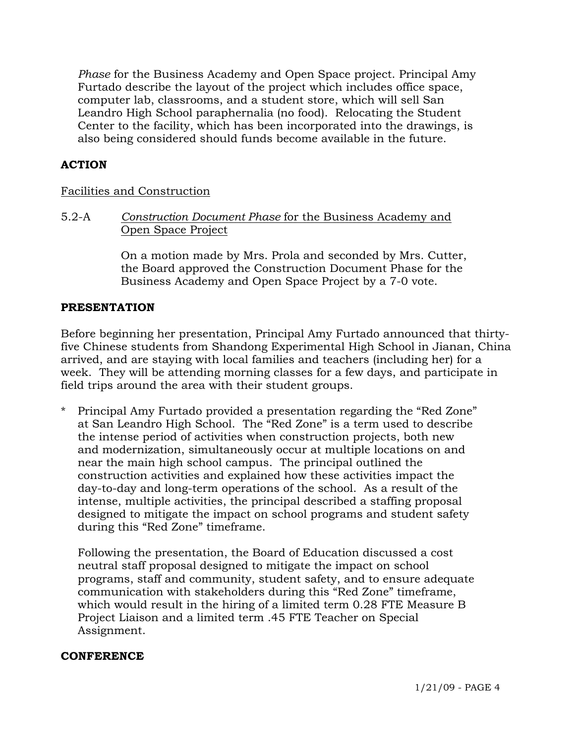*Phase* for the Business Academy and Open Space project. Principal Amy Furtado describe the layout of the project which includes office space, computer lab, classrooms, and a student store, which will sell San Leandro High School paraphernalia (no food). Relocating the Student Center to the facility, which has been incorporated into the drawings, is also being considered should funds become available in the future.

## ACTION

Facilities and Construction

5.2-A *Construction Document Phase* for the Business Academy and Open Space Project

On a motion made by Mrs. Prola and seconded by Mrs. Cutter, the Board approved the Construction Document Phase for the Business Academy and Open Space Project by a 7-0 vote.

## PRESENTATION

Before beginning her presentation, Principal Amy Furtado announced that thirty-five Chinese students from Shandong Experimental High School in Jianan, China arrived, and are staying with local families and teachers (including her) for a week. They will be attending morning classes for a few days, and participate in field trips around the area with their student groups.

\* Principal Amy Furtado provided a presentation regarding the “Red Zone” at San Leandro High School. The “Red Zone” is a term used to describe the intense period of activities when construction projects, both new and modernization, simultaneously occur at multiple locations on and near the main high school campus. The principal outlined the construction activities and explained how these activities impact the day-to-day and long-term operations of the school. As a result of the intense, multiple activities, the principal described a staffing proposal designed to mitigate the impact on school programs and student safety during this “Red Zone” timeframe.

Following the presentation, the Board of Education discussed a cost neutral staff proposal designed to mitigate the impact on school programs, staff and community, student safety, and to ensure adequate communication with stakeholders during this “Red Zone” timeframe, which would result in the hiring of a limited term 0.28 FTE Measure B Project Liaison and a limited term .45 FTE Teacher on Special Assignment.

## CONFERENCE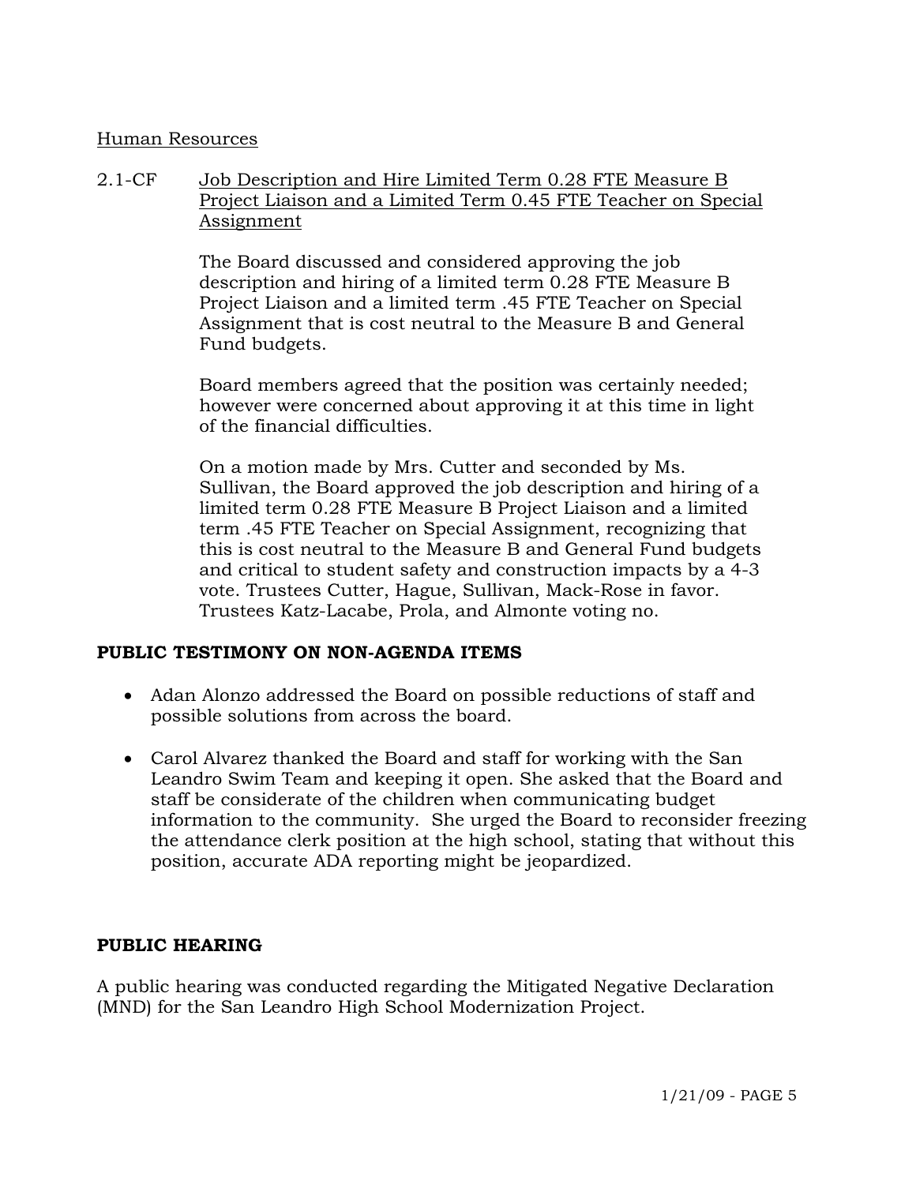Human Resources

2.1-CF Job Description and Hire Limited Term 0.28 FTE Measure B Project Liaison and a Limited Term 0.45 FTE Teacher on Special Assignment

The Board discussed and considered approving the job description and hiring of a limited term 0.28 FTE Measure B Project Liaison and a limited term .45 FTE Teacher on Special Assignment that is cost neutral to the Measure B and General Fund budgets.

Board members agreed that the position was certainly needed; however were concerned about approving it at this time in light of the financial difficulties.

On a motion made by Mrs. Cutter and seconded by Ms. Sullivan, the Board approved the job description and hiring of a limited term 0.28 FTE Measure B Project Liaison and a limited term .45 FTE Teacher on Special Assignment, recognizing that this is cost neutral to the Measure B and General Fund budgets and critical to student safety and construction impacts by a 4-3 vote. Trustees Cutter, Hague, Sullivan, Mack-Rose in favor. Trustees Katz-Lacabe, Prola, and Almonte voting no.

**PUBLIC TESTIMONY ON NON-AGENDA ITEMS**

- Adan Alonzo addressed the Board on possible reductions of staff and possible solutions from across the board.
- Carol Alvarez thanked the Board and staff for working with the San Leandro Swim Team and keeping it open. She asked that the Board and staff be considerate of the children when communicating budget information to the community. She urged the Board to reconsider freezing the attendance clerk position at the high school, stating that without this position, accurate ADA reporting might be jeopardized.

**PUBLIC HEARING**

A public hearing was conducted regarding the Mitigated Negative Declaration (MND) for the San Leandro High School Modernization Project.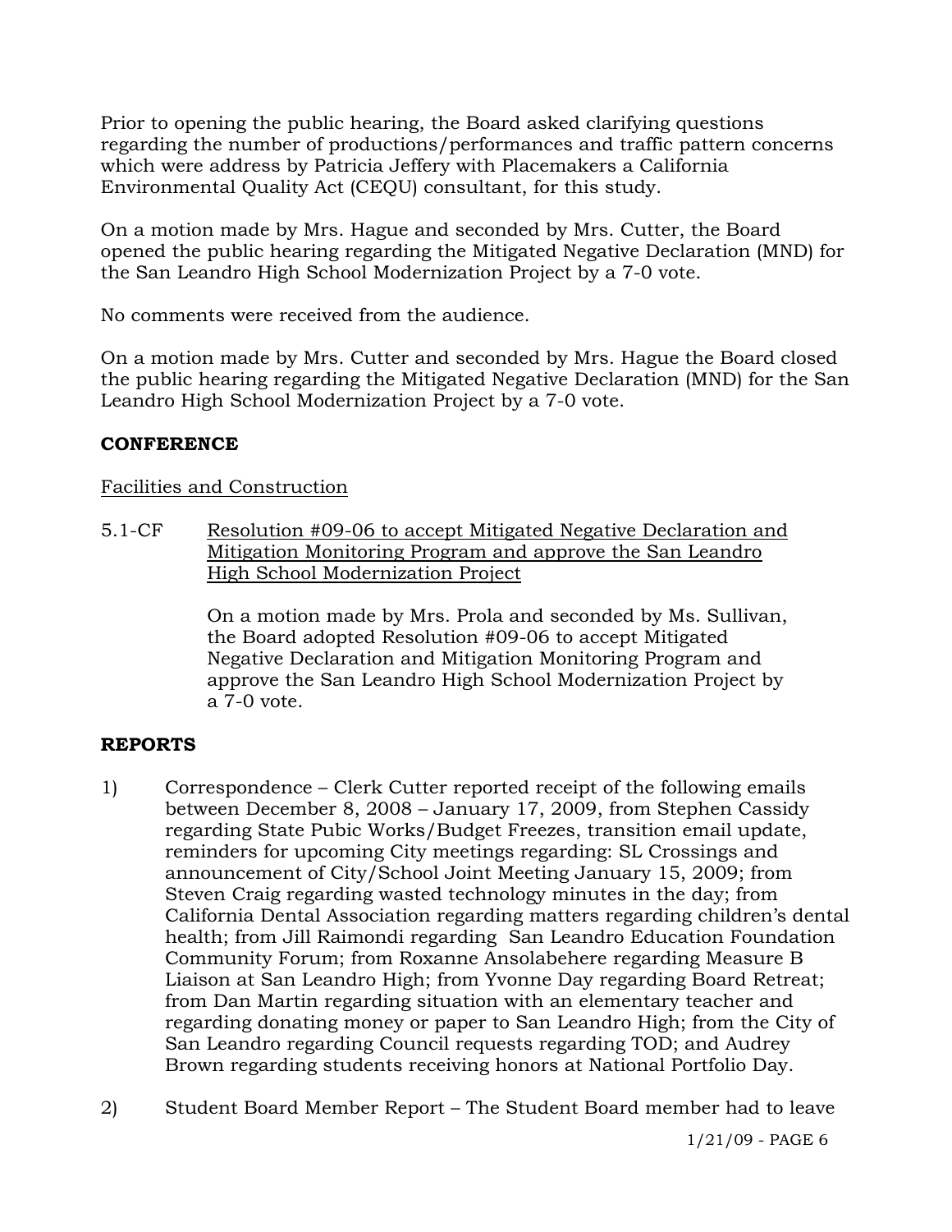Prior to opening the public hearing, the Board asked clarifying questions regarding the number of productions/performances and traffic pattern concerns which were address by Patricia Jeffery with Placemakers a California Environmental Quality Act (CEQU) consultant, for this study.

On a motion made by Mrs. Hague and seconded by Mrs. Cutter, the Board opened the public hearing regarding the Mitigated Negative Declaration (MND) for the San Leandro High School Modernization Project by a 7-0 vote.

No comments were received from the audience.

On a motion made by Mrs. Cutter and seconded by Mrs. Hague the Board closed the public hearing regarding the Mitigated Negative Declaration (MND) for the San Leandro High School Modernization Project by a 7-0 vote.

**CONFERENCE**

Facilities and Construction

5.1-CF Resolution #09-06 to accept Mitigated Negative Declaration and Mitigation Monitoring Program and approve the San Leandro High School Modernization Project

On a motion made by Mrs. Prola and seconded by Ms. Sullivan, the Board adopted Resolution #09-06 to accept Mitigated Negative Declaration and Mitigation Monitoring Program and approve the San Leandro High School Modernization Project by a 7-0 vote.

**REPORTS**

1) Correspondence – Clerk Cutter reported receipt of the following emails between December 8, 2008 – January 17, 2009, from Stephen Cassidy regarding State Pubic Works/Budget Freezes, transition email update, reminders for upcoming City meetings regarding: SL Crossings and announcement of City/School Joint Meeting January 15, 2009; from Steven Craig regarding wasted technology minutes in the day; from California Dental Association regarding matters regarding children's dental health; from Jill Raimondi regarding San Leandro Education Foundation Community Forum; from Roxanne Ansolabehere regarding Measure B Liaison at San Leandro High; from Yvonne Day regarding Board Retreat; from Dan Martin regarding situation with an elementary teacher and regarding donating money or paper to San Leandro High; from the City of San Leandro regarding Council requests regarding TOD; and Audrey Brown regarding students receiving honors at National Portfolio Day.

2) Student Board Member Report – The Student Board member had to leave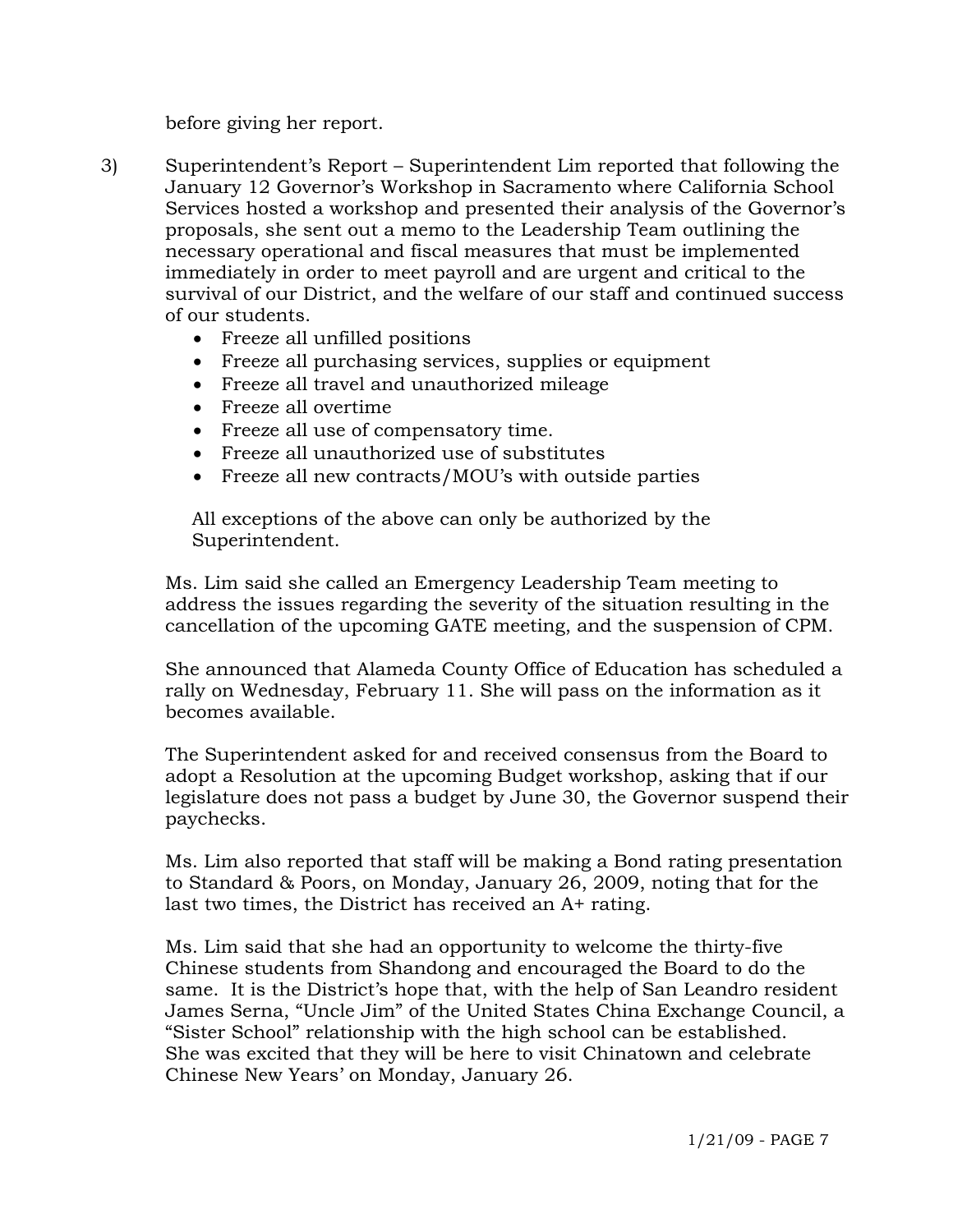before giving her report.

3) Superintendent's Report – Superintendent Lim reported that following the January 12 Governor's Workshop in Sacramento where California School Services hosted a workshop and presented their analysis of the Governor's proposals, she sent out a memo to the Leadership Team outlining the necessary operational and fiscal measures that must be implemented immediately in order to meet payroll and are urgent and critical to the survival of our District, and the welfare of our staff and continued success of our students.

   - Freeze all unfilled positions
   - Freeze all purchasing services, supplies or equipment
   - Freeze all travel and unauthorized mileage
   - Freeze all overtime
   - Freeze all use of compensatory time.
   - Freeze all unauthorized use of substitutes
   - Freeze all new contracts/MOU's with outside parties

   All exceptions of the above can only be authorized by the Superintendent.

   Ms. Lim said she called an Emergency Leadership Team meeting to address the issues regarding the severity of the situation resulting in the cancellation of the upcoming GATE meeting, and the suspension of CPM.

   She announced that Alameda County Office of Education has scheduled a rally on Wednesday, February 11. She will pass on the information as it becomes available.

   The Superintendent asked for and received consensus from the Board to adopt a Resolution at the upcoming Budget workshop, asking that if our legislature does not pass a budget by June 30, the Governor suspend their paychecks.

   Ms. Lim also reported that staff will be making a Bond rating presentation to Standard & Poors, on Monday, January 26, 2009, noting that for the last two times, the District has received an A+ rating.

   Ms. Lim said that she had an opportunity to welcome the thirty-five Chinese students from Shandong and encouraged the Board to do the same. It is the District's hope that, with the help of San Leandro resident James Serna, "Uncle Jim" of the United States China Exchange Council, a "Sister School" relationship with the high school can be established. She was excited that they will be here to visit Chinatown and celebrate Chinese New Years' on Monday, January 26.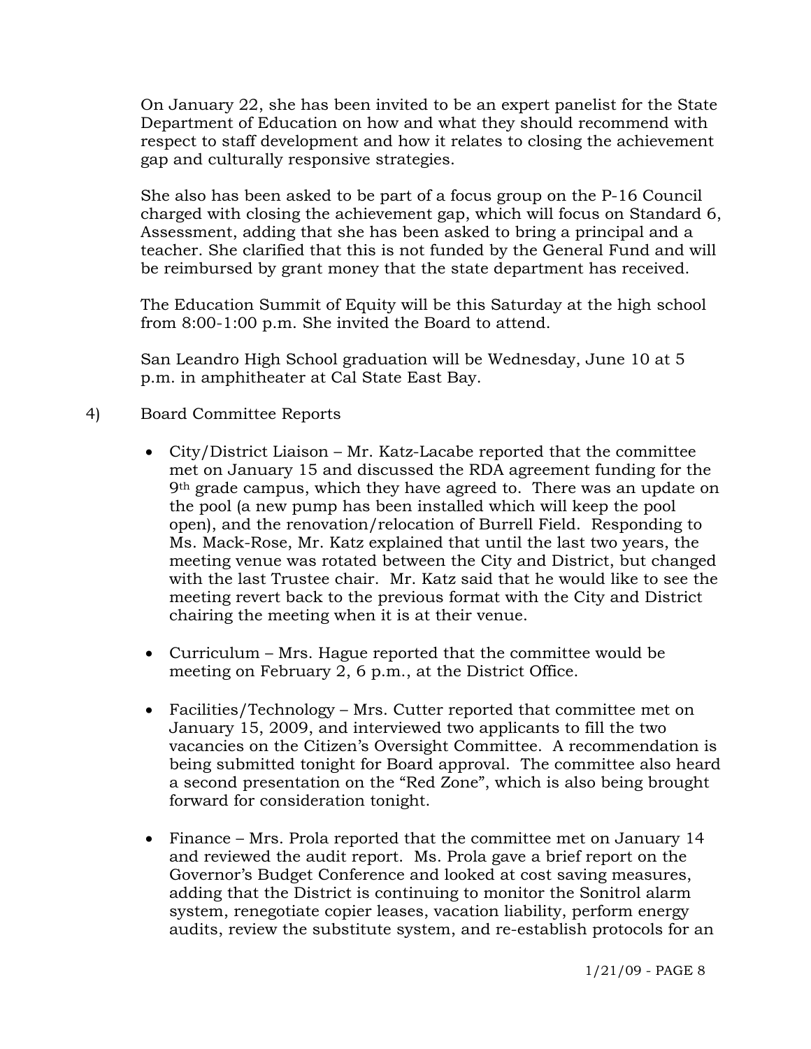On January 22, she has been invited to be an expert panelist for the State Department of Education on how and what they should recommend with respect to staff development and how it relates to closing the achievement gap and culturally responsive strategies.

She also has been asked to be part of a focus group on the P-16 Council charged with closing the achievement gap, which will focus on Standard 6, Assessment, adding that she has been asked to bring a principal and a teacher. She clarified that this is not funded by the General Fund and will be reimbursed by grant money that the state department has received.

The Education Summit of Equity will be this Saturday at the high school from 8:00-1:00 p.m. She invited the Board to attend.

San Leandro High School graduation will be Wednesday, June 10 at 5 p.m. in amphitheater at Cal State East Bay.

4) Board Committee Reports

- City/District Liaison – Mr. Katz-Lacabe reported that the committee met on January 15 and discussed the RDA agreement funding for the 9th grade campus, which they have agreed to. There was an update on the pool (a new pump has been installed which will keep the pool open), and the renovation/relocation of Burrell Field. Responding to Ms. Mack-Rose, Mr. Katz explained that until the last two years, the meeting venue was rotated between the City and District, but changed with the last Trustee chair. Mr. Katz said that he would like to see the meeting revert back to the previous format with the City and District chairing the meeting when it is at their venue.

- Curriculum – Mrs. Hague reported that the committee would be meeting on February 2, 6 p.m., at the District Office.

- Facilities/Technology – Mrs. Cutter reported that committee met on January 15, 2009, and interviewed two applicants to fill the two vacancies on the Citizen's Oversight Committee. A recommendation is being submitted tonight for Board approval. The committee also heard a second presentation on the "Red Zone", which is also being brought forward for consideration tonight.

- Finance – Mrs. Prola reported that the committee met on January 14 and reviewed the audit report. Ms. Prola gave a brief report on the Governor's Budget Conference and looked at cost saving measures, adding that the District is continuing to monitor the Sonitrol alarm system, renegotiate copier leases, vacation liability, perform energy audits, review the substitute system, and re-establish protocols for an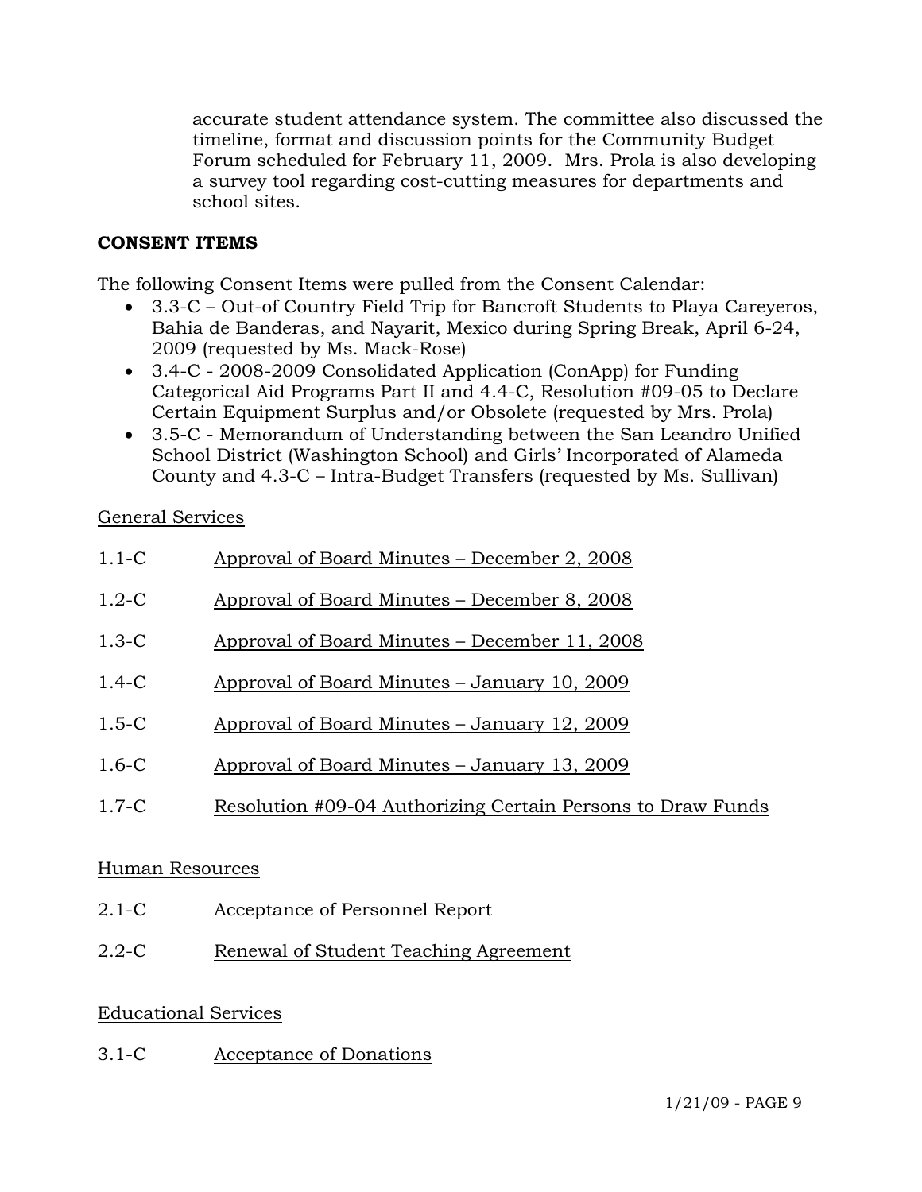accurate student attendance system. The committee also discussed the timeline, format and discussion points for the Community Budget Forum scheduled for February 11, 2009. Mrs. Prola is also developing a survey tool regarding cost-cutting measures for departments and school sites.

**CONSENT ITEMS**

The following Consent Items were pulled from the Consent Calendar:

- 3.3-C – Out-of Country Field Trip for Bancroft Students to Playa Careyeros, Bahia de Banderas, and Nayarit, Mexico during Spring Break, April 6-24, 2009 (requested by Ms. Mack-Rose)
- 3.4-C - 2008-2009 Consolidated Application (ConApp) for Funding Categorical Aid Programs Part II and 4.4-C, Resolution #09-05 to Declare Certain Equipment Surplus and/or Obsolete (requested by Mrs. Prola)
- 3.5-C - Memorandum of Understanding between the San Leandro Unified School District (Washington School) and Girls' Incorporated of Alameda County and 4.3-C – Intra-Budget Transfers (requested by Ms. Sullivan)

General Services

1.1-C Approval of Board Minutes – December 2, 2008

1.2-C Approval of Board Minutes – December 8, 2008

1.3-C Approval of Board Minutes – December 11, 2008

1.4-C Approval of Board Minutes – January 10, 2009

1.5-C Approval of Board Minutes – January 12, 2009

1.6-C Approval of Board Minutes – January 13, 2009

1.7-C Resolution #09-04 Authorizing Certain Persons to Draw Funds

Human Resources

2.1-C Acceptance of Personnel Report

2.2-C Renewal of Student Teaching Agreement

Educational Services

3.1-C Acceptance of Donations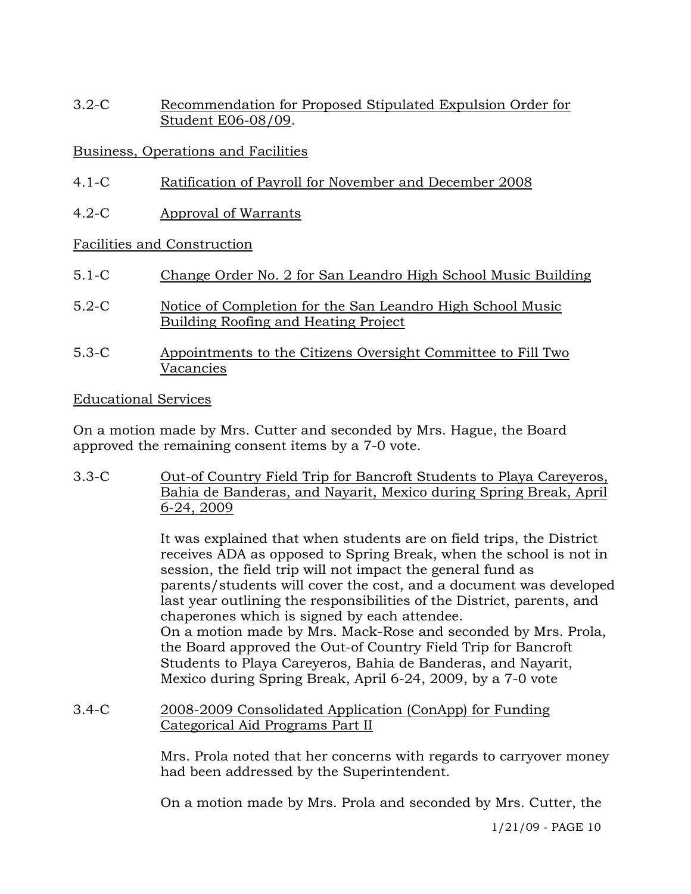3.2-C Recommendation for Proposed Stipulated Expulsion Order for Student E06-08/09.

Business, Operations and Facilities

4.1-C Ratification of Payroll for November and December 2008

4.2-C Approval of Warrants

Facilities and Construction

5.1-C Change Order No. 2 for San Leandro High School Music Building

5.2-C Notice of Completion for the San Leandro High School Music Building Roofing and Heating Project

5.3-C Appointments to the Citizens Oversight Committee to Fill Two Vacancies

Educational Services

On a motion made by Mrs. Cutter and seconded by Mrs. Hague, the Board approved the remaining consent items by a 7-0 vote.

3.3-C Out-of Country Field Trip for Bancroft Students to Playa Careyeros, Bahia de Banderas, and Nayarit, Mexico during Spring Break, April 6-24, 2009

It was explained that when students are on field trips, the District receives ADA as opposed to Spring Break, when the school is not in session, the field trip will not impact the general fund as parents/students will cover the cost, and a document was developed last year outlining the responsibilities of the District, parents, and chaperones which is signed by each attendee.
On a motion made by Mrs. Mack-Rose and seconded by Mrs. Prola, the Board approved the Out-of Country Field Trip for Bancroft Students to Playa Careyeros, Bahia de Banderas, and Nayarit, Mexico during Spring Break, April 6-24, 2009, by a 7-0 vote

3.4-C 2008-2009 Consolidated Application (ConApp) for Funding Categorical Aid Programs Part II

Mrs. Prola noted that her concerns with regards to carryover money had been addressed by the Superintendent.

On a motion made by Mrs. Prola and seconded by Mrs. Cutter, the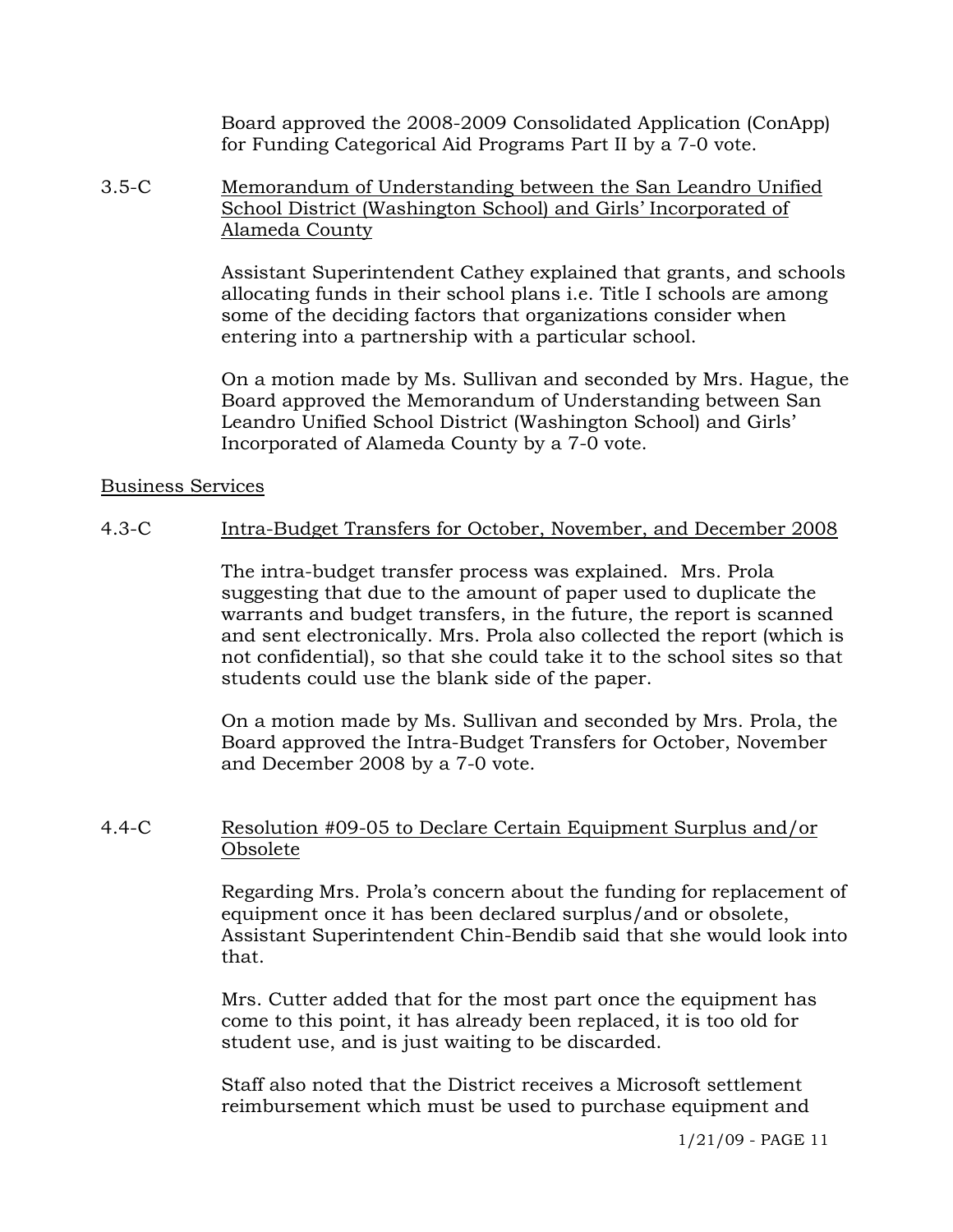Board approved the 2008-2009 Consolidated Application (ConApp) for Funding Categorical Aid Programs Part II by a 7-0 vote.

3.5-C <u>Memorandum of Understanding between the San Leandro Unified School District (Washington School) and Girls' Incorporated of Alameda County</u>

Assistant Superintendent Cathey explained that grants, and schools allocating funds in their school plans i.e. Title I schools are among some of the deciding factors that organizations consider when entering into a partnership with a particular school.

On a motion made by Ms. Sullivan and seconded by Mrs. Hague, the Board approved the Memorandum of Understanding between San Leandro Unified School District (Washington School) and Girls' Incorporated of Alameda County by a 7-0 vote.

<u>Business Services</u>

4.3-C <u>Intra-Budget Transfers for October, November, and December 2008</u>

The intra-budget transfer process was explained. Mrs. Prola suggesting that due to the amount of paper used to duplicate the warrants and budget transfers, in the future, the report is scanned and sent electronically. Mrs. Prola also collected the report (which is not confidential), so that she could take it to the school sites so that students could use the blank side of the paper.

On a motion made by Ms. Sullivan and seconded by Mrs. Prola, the Board approved the Intra-Budget Transfers for October, November and December 2008 by a 7-0 vote.

4.4-C <u>Resolution #09-05 to Declare Certain Equipment Surplus and/or Obsolete</u>

Regarding Mrs. Prola's concern about the funding for replacement of equipment once it has been declared surplus/and or obsolete, Assistant Superintendent Chin-Bendib said that she would look into that.

Mrs. Cutter added that for the most part once the equipment has come to this point, it has already been replaced, it is too old for student use, and is just waiting to be discarded.

Staff also noted that the District receives a Microsoft settlement reimbursement which must be used to purchase equipment and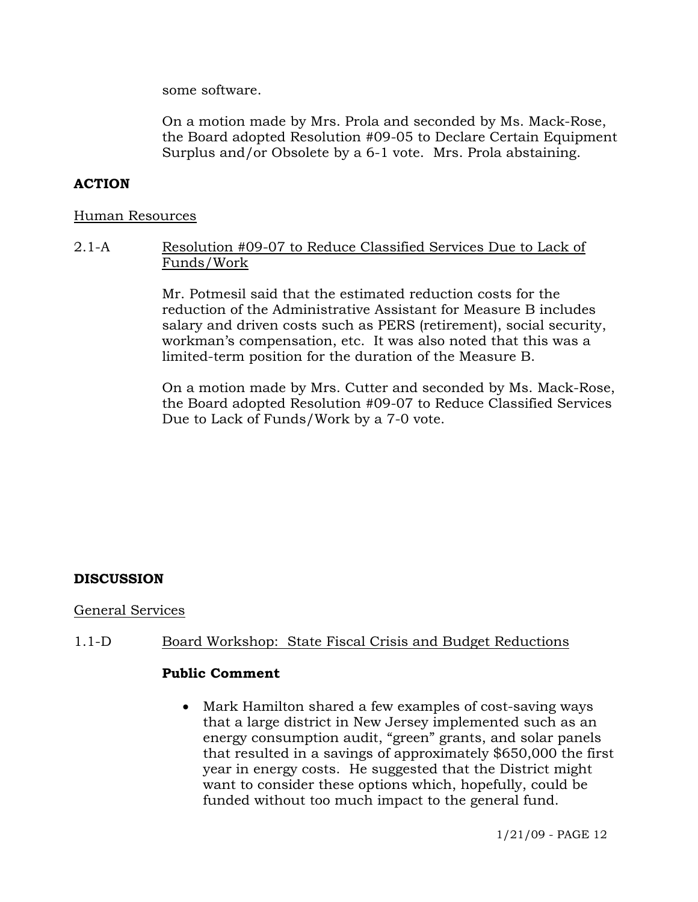some software.

On a motion made by Mrs. Prola and seconded by Ms. Mack-Rose, the Board adopted Resolution #09-05 to Declare Certain Equipment Surplus and/or Obsolete by a 6-1 vote. Mrs. Prola abstaining.

**ACTION**

Human Resources

2.1-A Resolution #09-07 to Reduce Classified Services Due to Lack of Funds/Work

Mr. Potmesil said that the estimated reduction costs for the reduction of the Administrative Assistant for Measure B includes salary and driven costs such as PERS (retirement), social security, workman's compensation, etc. It was also noted that this was a limited-term position for the duration of the Measure B.

On a motion made by Mrs. Cutter and seconded by Ms. Mack-Rose, the Board adopted Resolution #09-07 to Reduce Classified Services Due to Lack of Funds/Work by a 7-0 vote.

**DISCUSSION**

General Services

1.1-D Board Workshop: State Fiscal Crisis and Budget Reductions

**Public Comment**

- Mark Hamilton shared a few examples of cost-saving ways that a large district in New Jersey implemented such as an energy consumption audit, "green" grants, and solar panels that resulted in a savings of approximately $650,000 the first year in energy costs. He suggested that the District might want to consider these options which, hopefully, could be funded without too much impact to the general fund.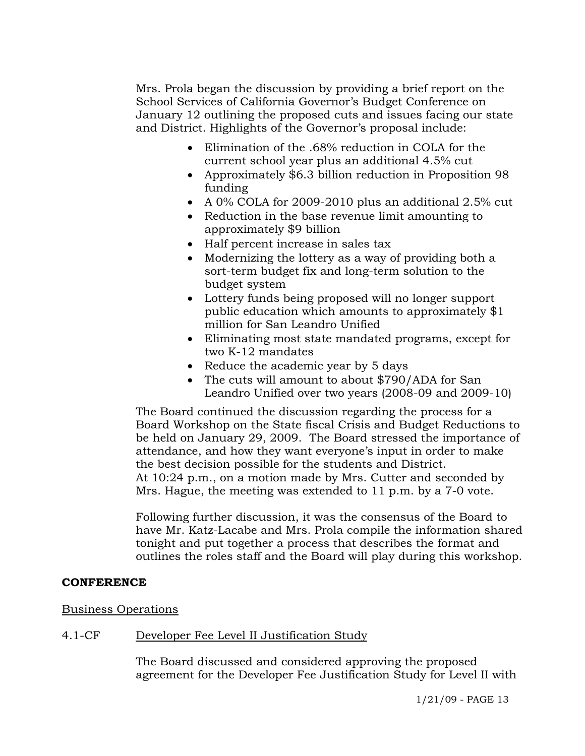Mrs. Prola began the discussion by providing a brief report on the School Services of California Governor's Budget Conference on January 12 outlining the proposed cuts and issues facing our state and District. Highlights of the Governor's proposal include:

- Elimination of the .68% reduction in COLA for the current school year plus an additional 4.5% cut
- Approximately $6.3 billion reduction in Proposition 98 funding
- A 0% COLA for 2009-2010 plus an additional 2.5% cut
- Reduction in the base revenue limit amounting to approximately $9 billion
- Half percent increase in sales tax
- Modernizing the lottery as a way of providing both a sort-term budget fix and long-term solution to the budget system
- Lottery funds being proposed will no longer support public education which amounts to approximately $1 million for San Leandro Unified
- Eliminating most state mandated programs, except for two K-12 mandates
- Reduce the academic year by 5 days
- The cuts will amount to about $790/ADA for San Leandro Unified over two years (2008-09 and 2009-10)

The Board continued the discussion regarding the process for a Board Workshop on the State fiscal Crisis and Budget Reductions to be held on January 29, 2009. The Board stressed the importance of attendance, and how they want everyone's input in order to make the best decision possible for the students and District.
At 10:24 p.m., on a motion made by Mrs. Cutter and seconded by Mrs. Hague, the meeting was extended to 11 p.m. by a 7-0 vote.

Following further discussion, it was the consensus of the Board to have Mr. Katz-Lacabe and Mrs. Prola compile the information shared tonight and put together a process that describes the format and outlines the roles staff and the Board will play during this workshop.

**CONFERENCE**

Business Operations

4.1-CF Developer Fee Level II Justification Study

The Board discussed and considered approving the proposed agreement for the Developer Fee Justification Study for Level II with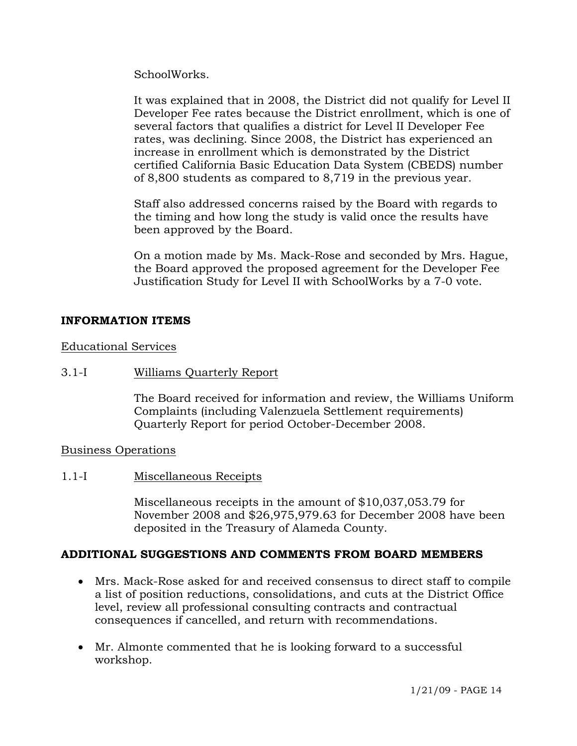SchoolWorks.

It was explained that in 2008, the District did not qualify for Level II Developer Fee rates because the District enrollment, which is one of several factors that qualifies a district for Level II Developer Fee rates, was declining. Since 2008, the District has experienced an increase in enrollment which is demonstrated by the District certified California Basic Education Data System (CBEDS) number of 8,800 students as compared to 8,719 in the previous year.

Staff also addressed concerns raised by the Board with regards to the timing and how long the study is valid once the results have been approved by the Board.

On a motion made by Ms. Mack-Rose and seconded by Mrs. Hague, the Board approved the proposed agreement for the Developer Fee Justification Study for Level II with SchoolWorks by a 7-0 vote.

**INFORMATION ITEMS**

Educational Services

3.1-I Williams Quarterly Report

The Board received for information and review, the Williams Uniform Complaints (including Valenzuela Settlement requirements) Quarterly Report for period October-December 2008.

Business Operations

1.1-I Miscellaneous Receipts

Miscellaneous receipts in the amount of $10,037,053.79 for November 2008 and $26,975,979.63 for December 2008 have been deposited in the Treasury of Alameda County.

**ADDITIONAL SUGGESTIONS AND COMMENTS FROM BOARD MEMBERS**

- Mrs. Mack-Rose asked for and received consensus to direct staff to compile a list of position reductions, consolidations, and cuts at the District Office level, review all professional consulting contracts and contractual consequences if cancelled, and return with recommendations.

- Mr. Almonte commented that he is looking forward to a successful workshop.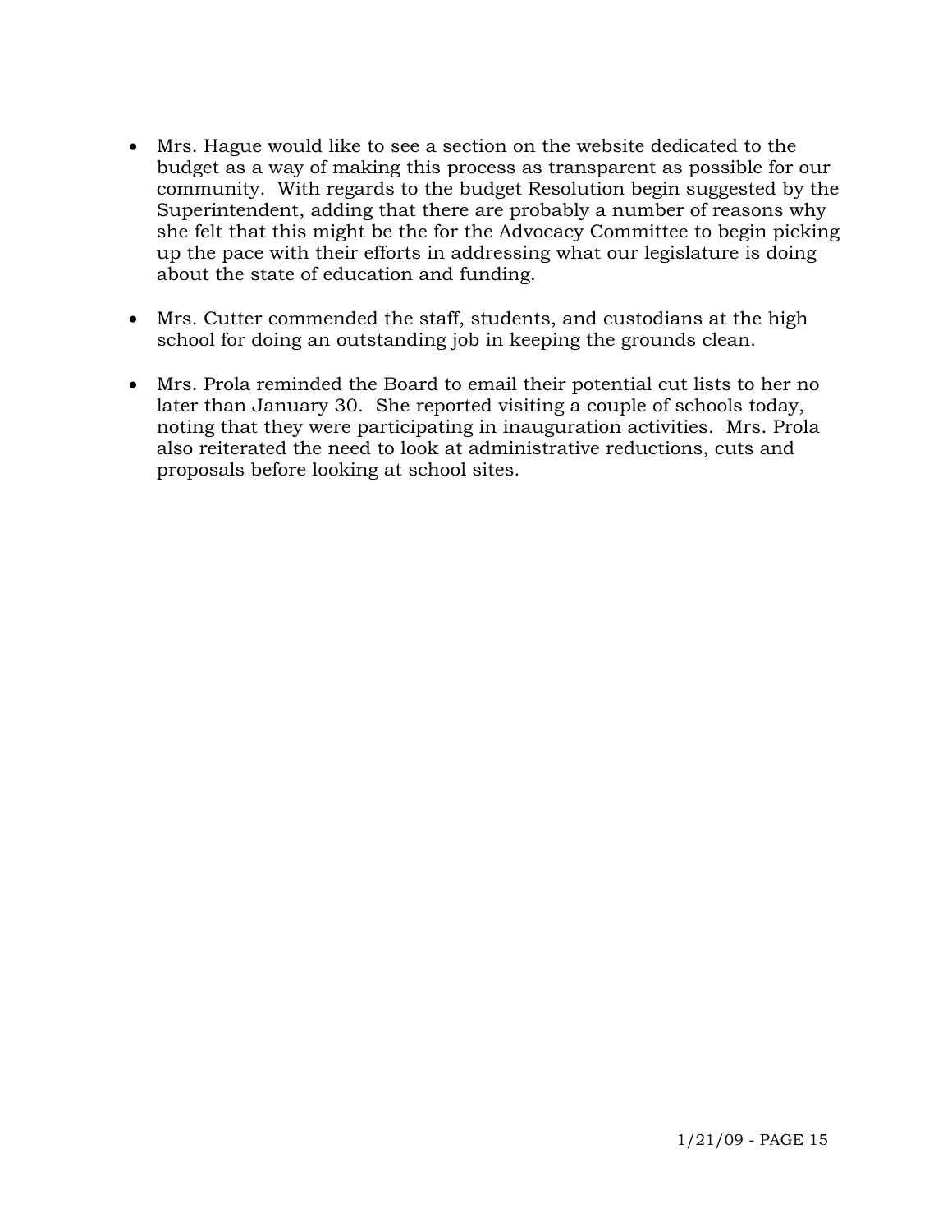- Mrs. Hague would like to see a section on the website dedicated to the budget as a way of making this process as transparent as possible for our community. With regards to the budget Resolution begin suggested by the Superintendent, adding that there are probably a number of reasons why she felt that this might be the for the Advocacy Committee to begin picking up the pace with their efforts in addressing what our legislature is doing about the state of education and funding.

- Mrs. Cutter commended the staff, students, and custodians at the high school for doing an outstanding job in keeping the grounds clean.

- Mrs. Prola reminded the Board to email their potential cut lists to her no later than January 30. She reported visiting a couple of schools today, noting that they were participating in inauguration activities. Mrs. Prola also reiterated the need to look at administrative reductions, cuts and proposals before looking at school sites.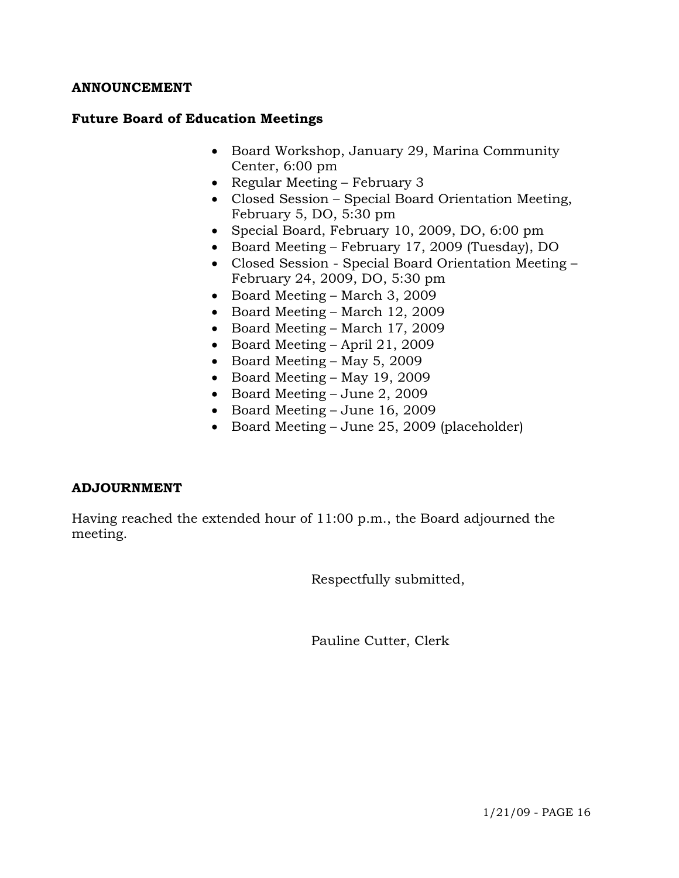**ANNOUNCEMENT**

**Future Board of Education Meetings**

- Board Workshop, January 29, Marina Community Center, 6:00 pm
- Regular Meeting – February 3
- Closed Session – Special Board Orientation Meeting, February 5, DO, 5:30 pm
- Special Board, February 10, 2009, DO, 6:00 pm
- Board Meeting – February 17, 2009 (Tuesday), DO
- Closed Session - Special Board Orientation Meeting – February 24, 2009, DO, 5:30 pm
- Board Meeting – March 3, 2009
- Board Meeting – March 12, 2009
- Board Meeting – March 17, 2009
- Board Meeting – April 21, 2009
- Board Meeting – May 5, 2009
- Board Meeting – May 19, 2009
- Board Meeting – June 2, 2009
- Board Meeting – June 16, 2009
- Board Meeting – June 25, 2009 (placeholder)

**ADJOURNMENT**

Having reached the extended hour of 11:00 p.m., the Board adjourned the meeting.

Respectfully submitted,

Pauline Cutter, Clerk